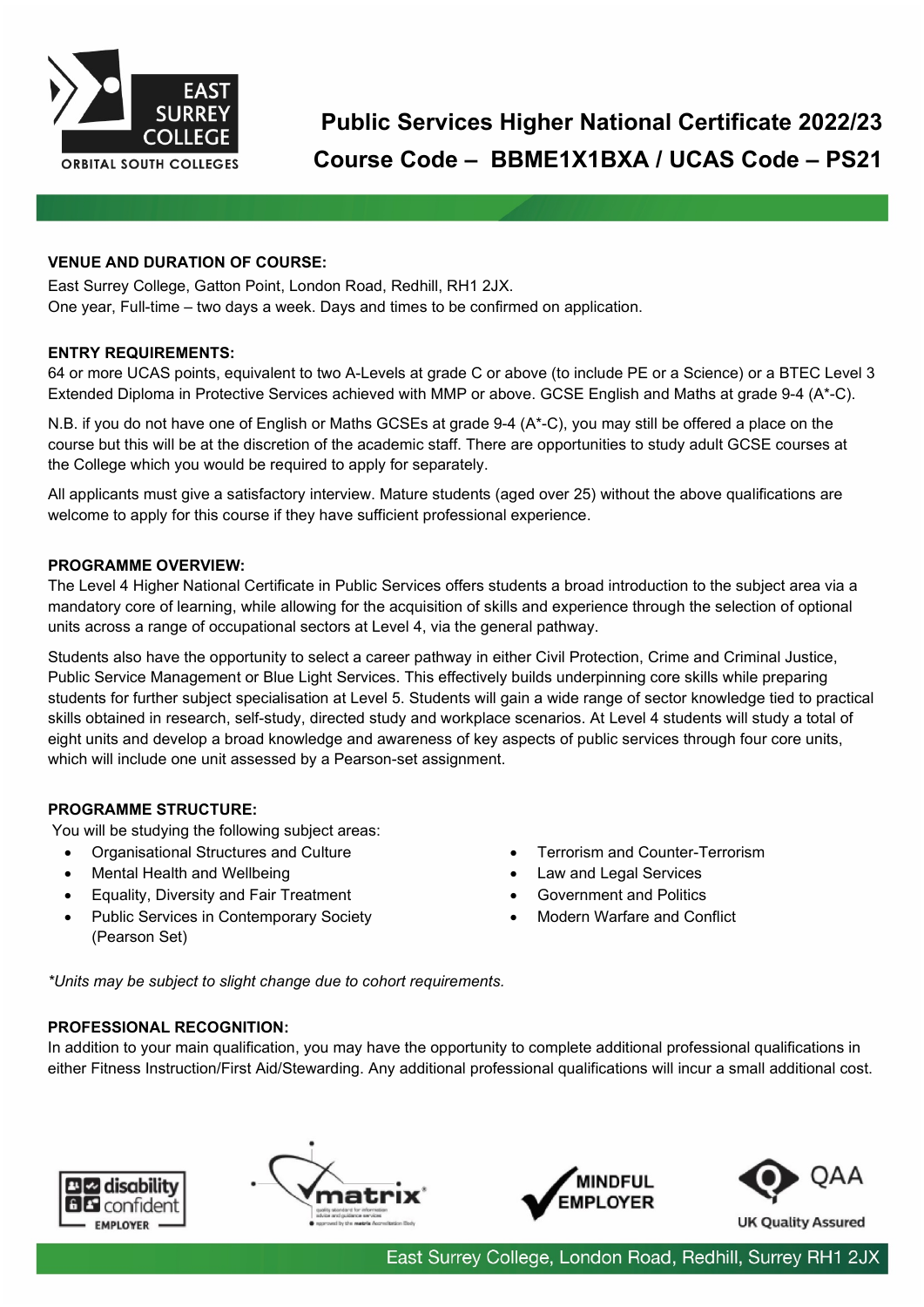# Public Services Higher National Certificate 2022/23

## Course Code – BBME1X1BXA / UCAS Code – PS21

**VENUE AND DURATION OF COURSE:**

East Surrey College, Gatton Point, London Road, Redhill, RH1 2JX.
One year, Full-time – two days a week. Days and times to be confirmed on application.

**ENTRY REQUIREMENTS:**

64 or more UCAS points, equivalent to two A-Levels at grade C or above (to include PE or a Science) or a BTEC Level 3 Extended Diploma in Protective Services achieved with MMP or above. GCSE English and Maths at grade 9-4 (A*-C).

N.B. if you do not have one of English or Maths GCSEs at grade 9-4 (A*-C), you may still be offered a place on the course but this will be at the discretion of the academic staff. There are opportunities to study adult GCSE courses at the College which you would be required to apply for separately.

All applicants must give a satisfactory interview. Mature students (aged over 25) without the above qualifications are welcome to apply for this course if they have sufficient professional experience.

**PROGRAMME OVERVIEW:**

The Level 4 Higher National Certificate in Public Services offers students a broad introduction to the subject area via a mandatory core of learning, while allowing for the acquisition of skills and experience through the selection of optional units across a range of occupational sectors at Level 4, via the general pathway.

Students also have the opportunity to select a career pathway in either Civil Protection, Crime and Criminal Justice, Public Service Management or Blue Light Services. This effectively builds underpinning core skills while preparing students for further subject specialisation at Level 5. Students will gain a wide range of sector knowledge tied to practical skills obtained in research, self-study, directed study and workplace scenarios. At Level 4 students will study a total of eight units and develop a broad knowledge and awareness of key aspects of public services through four core units, which will include one unit assessed by a Pearson-set assignment.

**PROGRAMME STRUCTURE:**

You will be studying the following subject areas:

- Organisational Structures and Culture
- Mental Health and Wellbeing
- Equality, Diversity and Fair Treatment
- Public Services in Contemporary Society (Pearson Set)
- Terrorism and Counter-Terrorism
- Law and Legal Services
- Government and Politics
- Modern Warfare and Conflict

*\*Units may be subject to slight change due to cohort requirements.*

**PROFESSIONAL RECOGNITION:**

In addition to your main qualification, you may have the opportunity to complete additional professional qualifications in either Fitness Instruction/First Aid/Stewarding. Any additional professional qualifications will incur a small additional cost.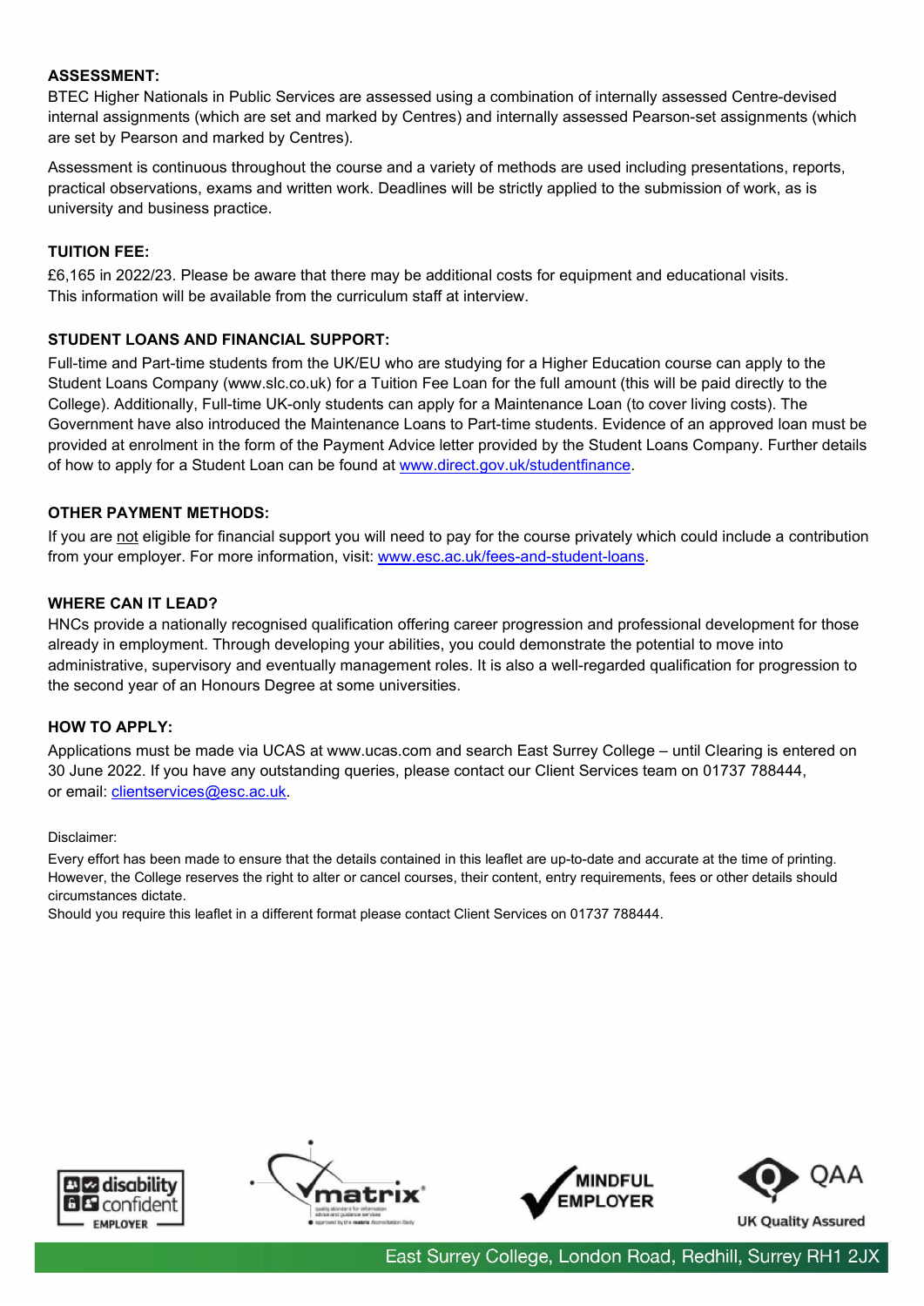**ASSESSMENT:**

BTEC Higher Nationals in Public Services are assessed using a combination of internally assessed Centre-devised internal assignments (which are set and marked by Centres) and internally assessed Pearson-set assignments (which are set by Pearson and marked by Centres).

Assessment is continuous throughout the course and a variety of methods are used including presentations, reports, practical observations, exams and written work. Deadlines will be strictly applied to the submission of work, as is university and business practice.

**TUITION FEE:**

£6,165 in 2022/23. Please be aware that there may be additional costs for equipment and educational visits. This information will be available from the curriculum staff at interview.

**STUDENT LOANS AND FINANCIAL SUPPORT:**

Full-time and Part-time students from the UK/EU who are studying for a Higher Education course can apply to the Student Loans Company (www.slc.co.uk) for a Tuition Fee Loan for the full amount (this will be paid directly to the College). Additionally, Full-time UK-only students can apply for a Maintenance Loan (to cover living costs). The Government have also introduced the Maintenance Loans to Part-time students. Evidence of an approved loan must be provided at enrolment in the form of the Payment Advice letter provided by the Student Loans Company. Further details of how to apply for a Student Loan can be found at www.direct.gov.uk/studentfinance.

**OTHER PAYMENT METHODS:**

If you are not eligible for financial support you will need to pay for the course privately which could include a contribution from your employer. For more information, visit: www.esc.ac.uk/fees-and-student-loans.

**WHERE CAN IT LEAD?**

HNCs provide a nationally recognised qualification offering career progression and professional development for those already in employment. Through developing your abilities, you could demonstrate the potential to move into administrative, supervisory and eventually management roles. It is also a well-regarded qualification for progression to the second year of an Honours Degree at some universities.

**HOW TO APPLY:**

Applications must be made via UCAS at www.ucas.com and search East Surrey College – until Clearing is entered on 30 June 2022. If you have any outstanding queries, please contact our Client Services team on 01737 788444, or email: clientservices@esc.ac.uk.

Disclaimer:

Every effort has been made to ensure that the details contained in this leaflet are up-to-date and accurate at the time of printing. However, the College reserves the right to alter or cancel courses, their content, entry requirements, fees or other details should circumstances dictate.

Should you require this leaflet in a different format please contact Client Services on 01737 788444.

disability confident EMPLOYER

matrix

MINDFUL EMPLOYER

QAA UK Quality Assured

East Surrey College, London Road, Redhill, Surrey RH1 2JX